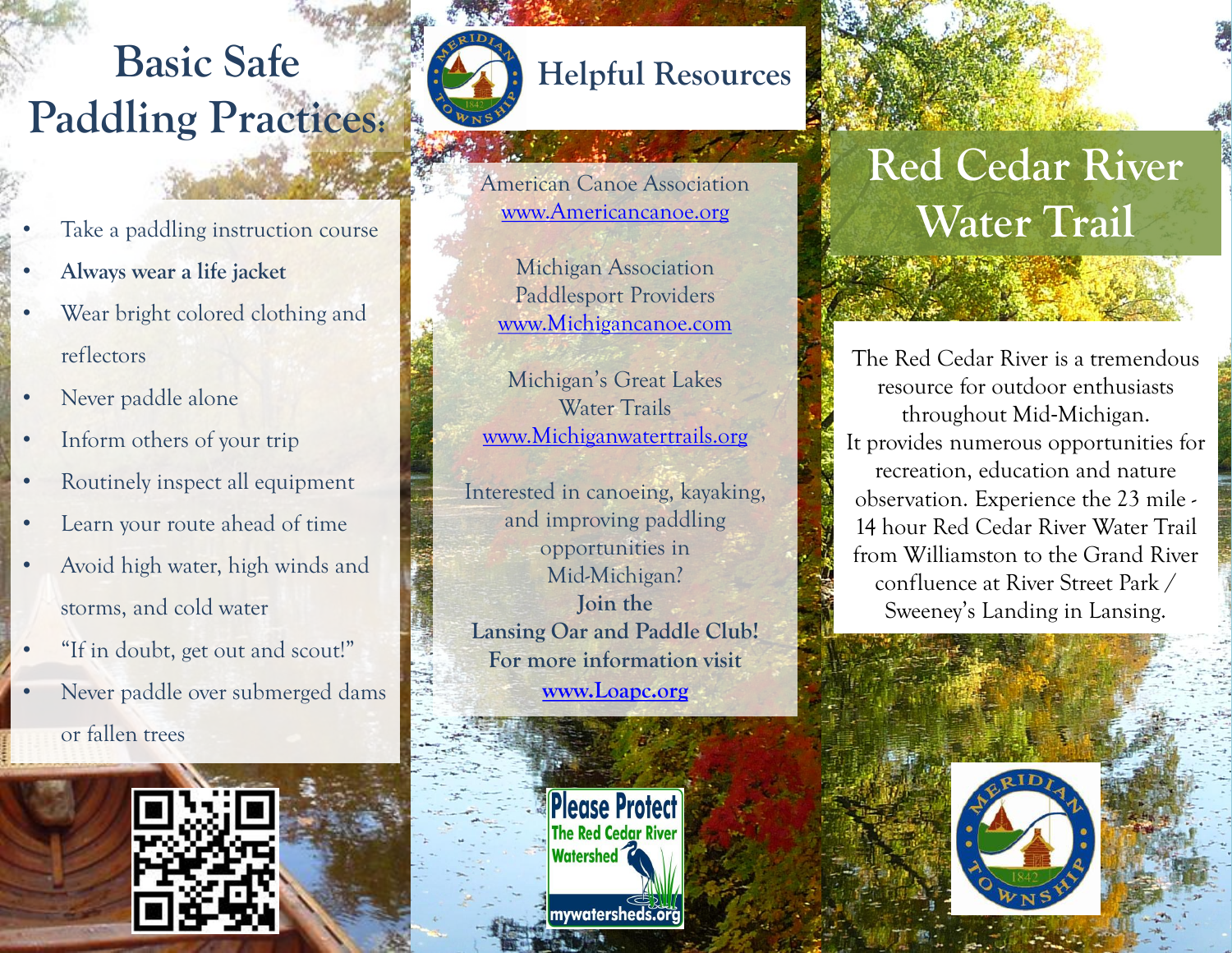# Basic Safe Paddling Practices:

- Take a paddling instruction course
- **Always wear a life jacket**
- Wear bright colored clothing and reflectors
- Never paddle alone
- Inform others of your trip
- Routinely inspect all equipment
- Learn your route ahead of time
- Avoid high water, high winds and storms, and cold water
- "If in doubt, get out and scout!"
- Never paddle over submerged dams or fallen trees

# Helpful Resources

American Canoe Association
www.Americancanoe.org

Michigan Association Paddlesport Providers
www.Michigancanoe.com

Michigan's Great Lakes Water Trails
www.Michiganwatertrails.org

Interested in canoeing, kayaking, and improving paddling opportunities in Mid-Michigan?
**Join the Lansing Oar and Paddle Club!**
**For more information visit**
**www.Loapc.org**

Please Protect The Red Cedar River Watershed
mywatersheds.org

# Red Cedar River Water Trail

The Red Cedar River is a tremendous resource for outdoor enthusiasts throughout Mid-Michigan. It provides numerous opportunities for recreation, education and nature observation. Experience the 23 mile - 14 hour Red Cedar River Water Trail from Williamston to the Grand River confluence at River Street Park / Sweeney's Landing in Lansing.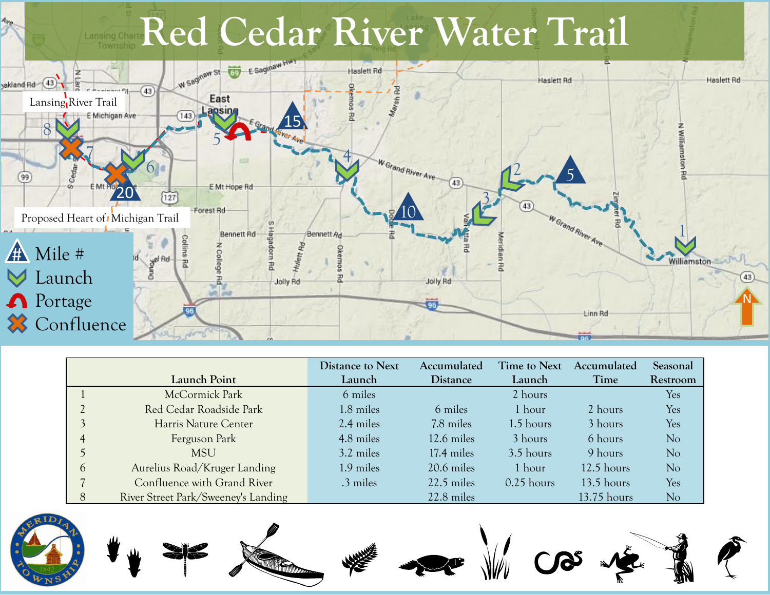# Red Cedar River Water Trail

Lansing River Trail

Proposed Heart of Michigan Trail

Mile #

Launch

Portage

Confluence

| | Launch Point | Distance to Next Launch | Accumulated Distance | Time to Next Launch | Accumulated Time | Seasonal Restroom |
|---|---|---|---|---|---|---|
| 1 | McCormick Park | 6 miles | | 2 hours | | Yes |
| 2 | Red Cedar Roadside Park | 1.8 miles | 6 miles | 1 hour | 2 hours | Yes |
| 3 | Harris Nature Center | 2.4 miles | 7.8 miles | 1.5 hours | 3 hours | Yes |
| 4 | Ferguson Park | 4.8 miles | 12.6 miles | 3 hours | 6 hours | No |
| 5 | MSU | 3.2 miles | 17.4 miles | 3.5 hours | 9 hours | No |
| 6 | Aurelius Road/Kruger Landing | 1.9 miles | 20.6 miles | 1 hour | 12.5 hours | No |
| 7 | Confluence with Grand River | .3 miles | 22.5 miles | 0.25 hours | 13.5 hours | Yes |
| 8 | River Street Park/Sweeney's Landing | | 22.8 miles | | 13.75 hours | No |